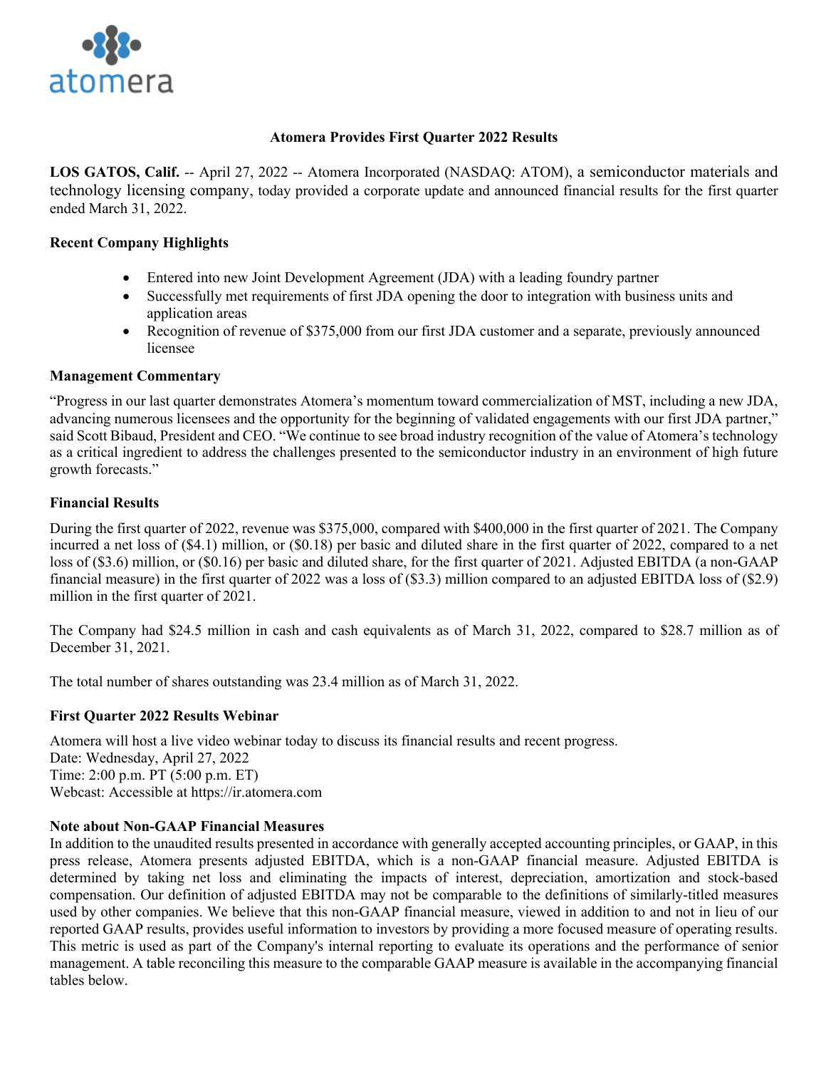**Atomera Provides First Quarter 2022 Results**

**LOS GATOS, Calif.** -- April 27, 2022 -- Atomera Incorporated (NASDAQ: ATOM), a semiconductor materials and technology licensing company, today provided a corporate update and announced financial results for the first quarter ended March 31, 2022.

**Recent Company Highlights**

- Entered into new Joint Development Agreement (JDA) with a leading foundry partner
- Successfully met requirements of first JDA opening the door to integration with business units and application areas
- Recognition of revenue of $375,000 from our first JDA customer and a separate, previously announced licensee

**Management Commentary**

"Progress in our last quarter demonstrates Atomera's momentum toward commercialization of MST, including a new JDA, advancing numerous licensees and the opportunity for the beginning of validated engagements with our first JDA partner," said Scott Bibaud, President and CEO. "We continue to see broad industry recognition of the value of Atomera's technology as a critical ingredient to address the challenges presented to the semiconductor industry in an environment of high future growth forecasts."

**Financial Results**

During the first quarter of 2022, revenue was $375,000, compared with $400,000 in the first quarter of 2021. The Company incurred a net loss of ($4.1) million, or ($0.18) per basic and diluted share in the first quarter of 2022, compared to a net loss of ($3.6) million, or ($0.16) per basic and diluted share, for the first quarter of 2021. Adjusted EBITDA (a non-GAAP financial measure) in the first quarter of 2022 was a loss of ($3.3) million compared to an adjusted EBITDA loss of ($2.9) million in the first quarter of 2021.

The Company had $24.5 million in cash and cash equivalents as of March 31, 2022, compared to $28.7 million as of December 31, 2021.

The total number of shares outstanding was 23.4 million as of March 31, 2022.

**First Quarter 2022 Results Webinar**

Atomera will host a live video webinar today to discuss its financial results and recent progress.
Date: Wednesday, April 27, 2022
Time: 2:00 p.m. PT (5:00 p.m. ET)
Webcast: Accessible at https://ir.atomera.com

**Note about Non-GAAP Financial Measures**

In addition to the unaudited results presented in accordance with generally accepted accounting principles, or GAAP, in this press release, Atomera presents adjusted EBITDA, which is a non-GAAP financial measure. Adjusted EBITDA is determined by taking net loss and eliminating the impacts of interest, depreciation, amortization and stock-based compensation. Our definition of adjusted EBITDA may not be comparable to the definitions of similarly-titled measures used by other companies. We believe that this non-GAAP financial measure, viewed in addition to and not in lieu of our reported GAAP results, provides useful information to investors by providing a more focused measure of operating results. This metric is used as part of the Company's internal reporting to evaluate its operations and the performance of senior management. A table reconciling this measure to the comparable GAAP measure is available in the accompanying financial tables below.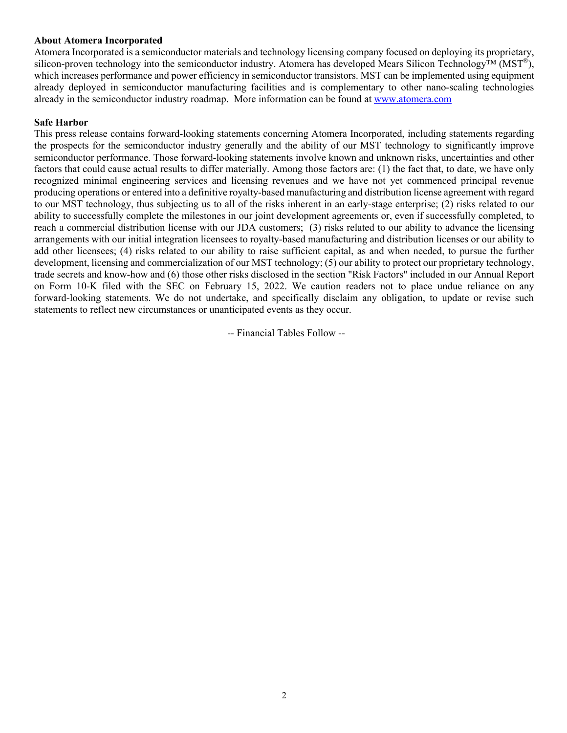**About Atomera Incorporated**

Atomera Incorporated is a semiconductor materials and technology licensing company focused on deploying its proprietary, silicon-proven technology into the semiconductor industry. Atomera has developed Mears Silicon Technology™ (MST®), which increases performance and power efficiency in semiconductor transistors. MST can be implemented using equipment already deployed in semiconductor manufacturing facilities and is complementary to other nano-scaling technologies already in the semiconductor industry roadmap. More information can be found at [www.atomera.com](http://www.atomera.com)

**Safe Harbor**

This press release contains forward-looking statements concerning Atomera Incorporated, including statements regarding the prospects for the semiconductor industry generally and the ability of our MST technology to significantly improve semiconductor performance. Those forward-looking statements involve known and unknown risks, uncertainties and other factors that could cause actual results to differ materially. Among those factors are: (1) the fact that, to date, we have only recognized minimal engineering services and licensing revenues and we have not yet commenced principal revenue producing operations or entered into a definitive royalty-based manufacturing and distribution license agreement with regard to our MST technology, thus subjecting us to all of the risks inherent in an early-stage enterprise; (2) risks related to our ability to successfully complete the milestones in our joint development agreements or, even if successfully completed, to reach a commercial distribution license with our JDA customers; (3) risks related to our ability to advance the licensing arrangements with our initial integration licensees to royalty-based manufacturing and distribution licenses or our ability to add other licensees; (4) risks related to our ability to raise sufficient capital, as and when needed, to pursue the further development, licensing and commercialization of our MST technology; (5) our ability to protect our proprietary technology, trade secrets and know-how and (6) those other risks disclosed in the section "Risk Factors" included in our Annual Report on Form 10-K filed with the SEC on February 15, 2022. We caution readers not to place undue reliance on any forward-looking statements. We do not undertake, and specifically disclaim any obligation, to update or revise such statements to reflect new circumstances or unanticipated events as they occur.

-- Financial Tables Follow --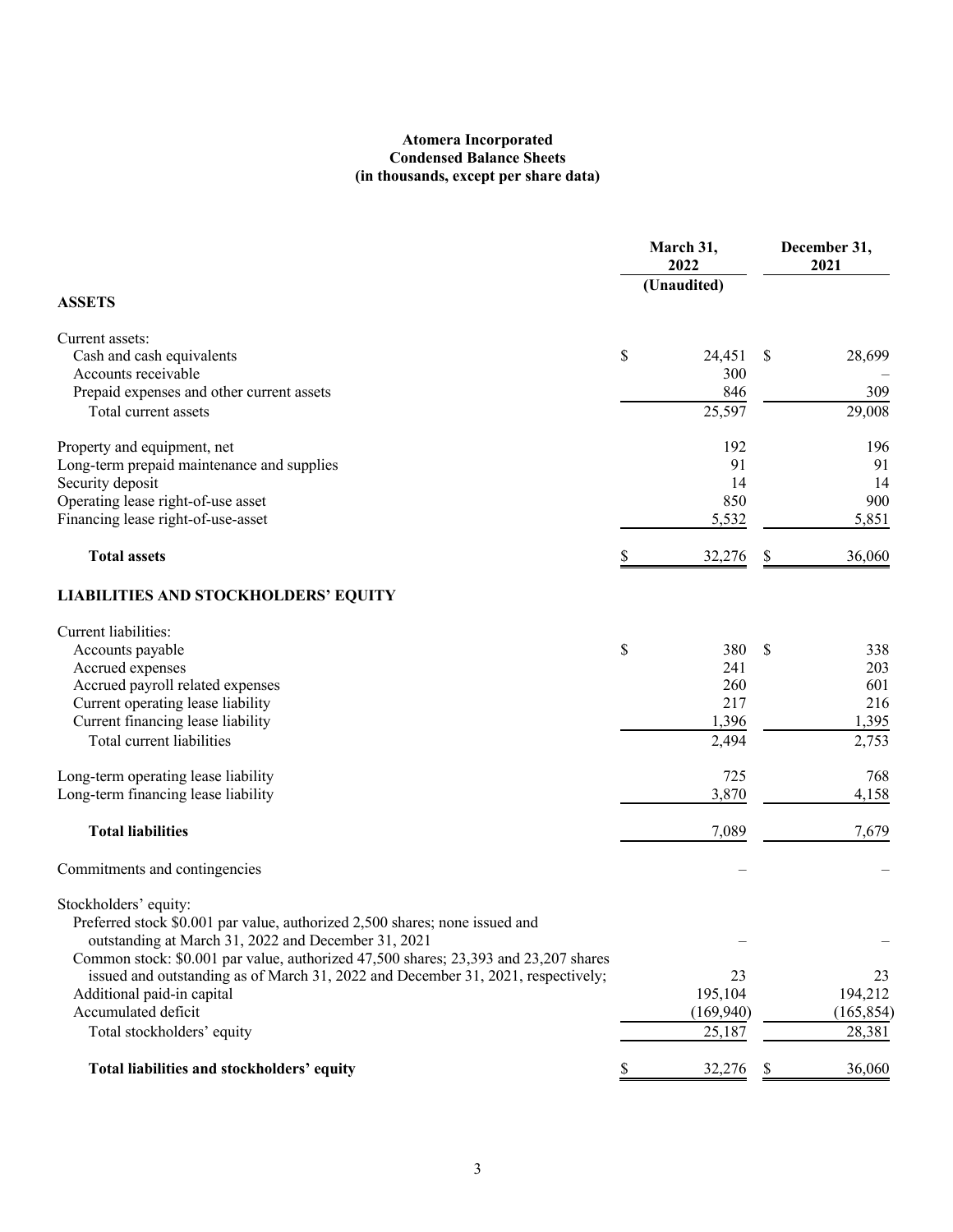**Atomera Incorporated**
**Condensed Balance Sheets**
**(in thousands, except per share data)**

| | March 31, 2022 (Unaudited) | December 31, 2021 |
|---|---|---|
| **ASSETS** | | |
| Current assets: | | |
| Cash and cash equivalents | $ 24,451 | $ 28,699 |
| Accounts receivable | 300 | – |
| Prepaid expenses and other current assets | 846 | 309 |
| Total current assets | 25,597 | 29,008 |
| Property and equipment, net | 192 | 196 |
| Long-term prepaid maintenance and supplies | 91 | 91 |
| Security deposit | 14 | 14 |
| Operating lease right-of-use asset | 850 | 900 |
| Financing lease right-of-use-asset | 5,532 | 5,851 |
| **Total assets** | $ 32,276 | $ 36,060 |
| **LIABILITIES AND STOCKHOLDERS' EQUITY** | | |
| Current liabilities: | | |
| Accounts payable | $ 380 | $ 338 |
| Accrued expenses | 241 | 203 |
| Accrued payroll related expenses | 260 | 601 |
| Current operating lease liability | 217 | 216 |
| Current financing lease liability | 1,396 | 1,395 |
| Total current liabilities | 2,494 | 2,753 |
| Long-term operating lease liability | 725 | 768 |
| Long-term financing lease liability | 3,870 | 4,158 |
| **Total liabilities** | 7,089 | 7,679 |
| Commitments and contingencies | – | – |
| Stockholders' equity: | | |
| Preferred stock $0.001 par value, authorized 2,500 shares; none issued and outstanding at March 31, 2022 and December 31, 2021 | – | – |
| Common stock: $0.001 par value, authorized 47,500 shares; 23,393 and 23,207 shares issued and outstanding as of March 31, 2022 and December 31, 2021, respectively; | 23 | 23 |
| Additional paid-in capital | 195,104 | 194,212 |
| Accumulated deficit | (169,940) | (165,854) |
| Total stockholders' equity | 25,187 | 28,381 |
| **Total liabilities and stockholders' equity** | $ 32,276 | $ 36,060 |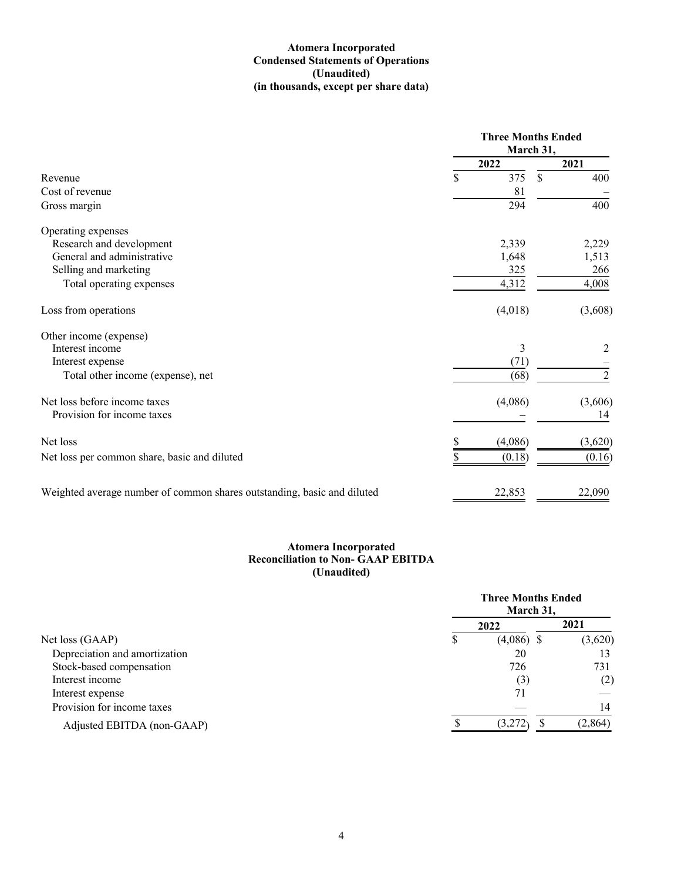**Atomera Incorporated**
**Condensed Statements of Operations**
**(Unaudited)**
**(in thousands, except per share data)**

| | Three Months Ended March 31, | |
|---|---|---|
| | 2022 | 2021 |
| Revenue | $ 375 | $ 400 |
| Cost of revenue | 81 | – |
| Gross margin | 294 | 400 |
| Operating expenses | | |
| Research and development | 2,339 | 2,229 |
| General and administrative | 1,648 | 1,513 |
| Selling and marketing | 325 | 266 |
| Total operating expenses | 4,312 | 4,008 |
| Loss from operations | (4,018) | (3,608) |
| Other income (expense) | | |
| Interest income | 3 | 2 |
| Interest expense | (71) | – |
| Total other income (expense), net | (68) | 2 |
| Net loss before income taxes | (4,086) | (3,606) |
| Provision for income taxes | – | 14 |
| Net loss | $ (4,086) | (3,620) |
| Net loss per common share, basic and diluted | $ (0.18) | (0.16) |
| Weighted average number of common shares outstanding, basic and diluted | 22,853 | 22,090 |

**Atomera Incorporated**
**Reconciliation to Non- GAAP EBITDA**
**(Unaudited)**

| | Three Months Ended March 31, | |
|---|---|---|
| | 2022 | 2021 |
| Net loss (GAAP) | $ (4,086) | $ (3,620) |
| Depreciation and amortization | 20 | 13 |
| Stock-based compensation | 726 | 731 |
| Interest income | (3) | (2) |
| Interest expense | 71 | — |
| Provision for income taxes | — | 14 |
| Adjusted EBITDA (non-GAAP) | $ (3,272) | $ (2,864) |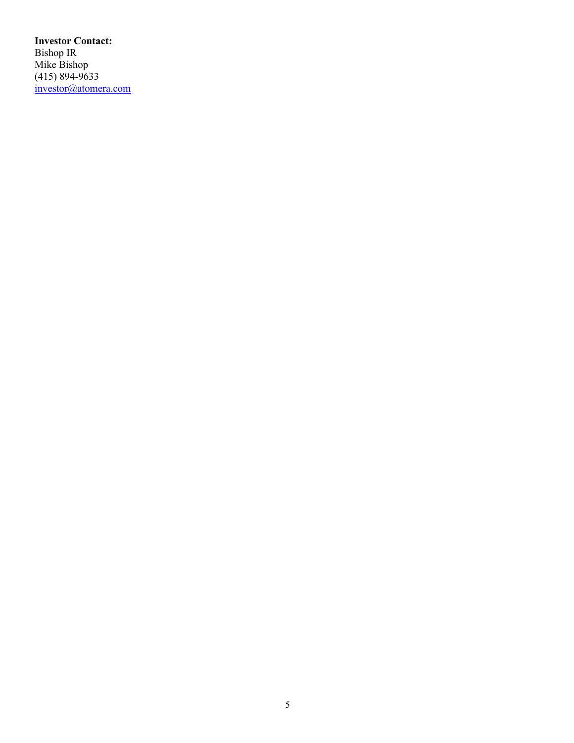**Investor Contact:**
Bishop IR
Mike Bishop
(415) 894-9633
investor@atomera.com